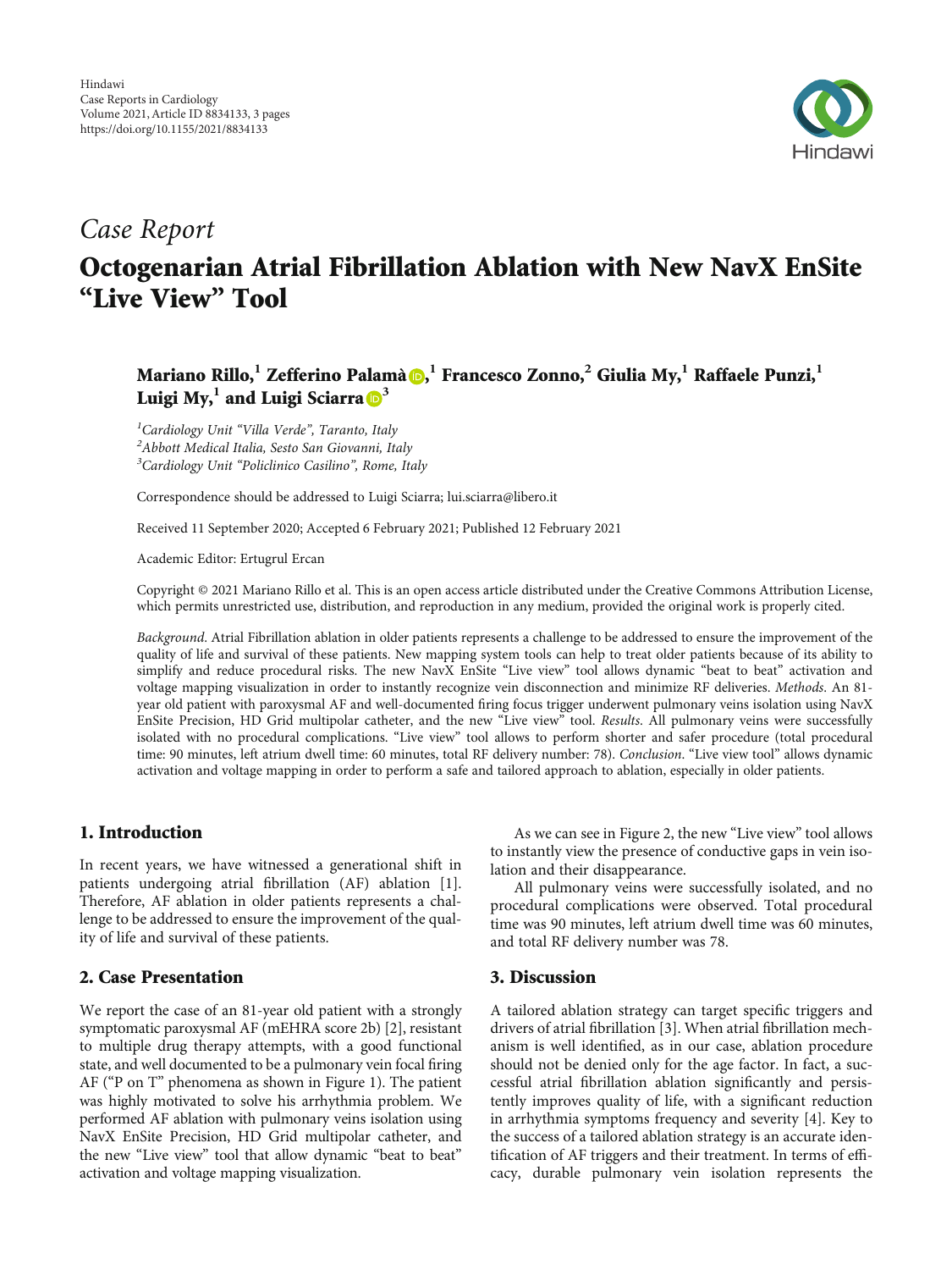Hindawi
Case Reports in Cardiology
Volume 2021, Article ID 8834133, 3 pages
https://doi.org/10.1155/2021/8834133

*Case Report*

# Octogenarian Atrial Fibrillation Ablation with New NavX EnSite "Live View" Tool

**Mariano Rillo,[1] Zefferino Palamà,[1] Francesco Zonno,[2] Giulia My,[1] Raffaele Punzi,[1] Luigi My,[1] and Luigi Sciarra[3]**

[1]*Cardiology Unit "Villa Verde", Taranto, Italy*
[2]*Abbott Medical Italia, Sesto San Giovanni, Italy*
[3]*Cardiology Unit "Policlinico Casilino", Rome, Italy*

Correspondence should be addressed to Luigi Sciarra; lui.sciarra@libero.it

Received 11 September 2020; Accepted 6 February 2021; Published 12 February 2021

Academic Editor: Ertugrul Ercan

Copyright © 2021 Mariano Rillo et al. This is an open access article distributed under the Creative Commons Attribution License, which permits unrestricted use, distribution, and reproduction in any medium, provided the original work is properly cited.

*Background*. Atrial Fibrillation ablation in older patients represents a challenge to be addressed to ensure the improvement of the quality of life and survival of these patients. New mapping system tools can help to treat older patients because of its ability to simplify and reduce procedural risks. The new NavX EnSite "Live view" tool allows dynamic "beat to beat" activation and voltage mapping visualization in order to instantly recognize vein disconnection and minimize RF deliveries. *Methods*. An 81-year old patient with paroxysmal AF and well-documented firing focus trigger underwent pulmonary veins isolation using NavX EnSite Precision, HD Grid multipolar catheter, and the new "Live view" tool. *Results*. All pulmonary veins were successfully isolated with no procedural complications. "Live view" tool allows to perform shorter and safer procedure (total procedural time: 90 minutes, left atrium dwell time: 60 minutes, total RF delivery number: 78). *Conclusion*. "Live view tool" allows dynamic activation and voltage mapping in order to perform a safe and tailored approach to ablation, especially in older patients.

## 1. Introduction

In recent years, we have witnessed a generational shift in patients undergoing atrial fibrillation (AF) ablation [1]. Therefore, AF ablation in older patients represents a challenge to be addressed to ensure the improvement of the quality of life and survival of these patients.

## 2. Case Presentation

We report the case of an 81-year old patient with a strongly symptomatic paroxysmal AF (mEHRA score 2b) [2], resistant to multiple drug therapy attempts, with a good functional state, and well documented to be a pulmonary vein focal firing AF ("P on T" phenomena as shown in Figure 1). The patient was highly motivated to solve his arrhythmia problem. We performed AF ablation with pulmonary veins isolation using NavX EnSite Precision, HD Grid multipolar catheter, and the new "Live view" tool that allow dynamic "beat to beat" activation and voltage mapping visualization.

As we can see in Figure 2, the new "Live view" tool allows to instantly view the presence of conductive gaps in vein isolation and their disappearance.

All pulmonary veins were successfully isolated, and no procedural complications were observed. Total procedural time was 90 minutes, left atrium dwell time was 60 minutes, and total RF delivery number was 78.

## 3. Discussion

A tailored ablation strategy can target specific triggers and drivers of atrial fibrillation [3]. When atrial fibrillation mechanism is well identified, as in our case, ablation procedure should not be denied only for the age factor. In fact, a successful atrial fibrillation ablation significantly and persistently improves quality of life, with a significant reduction in arrhythmia symptoms frequency and severity [4]. Key to the success of a tailored ablation strategy is an accurate identification of AF triggers and their treatment. In terms of efficacy, durable pulmonary vein isolation represents the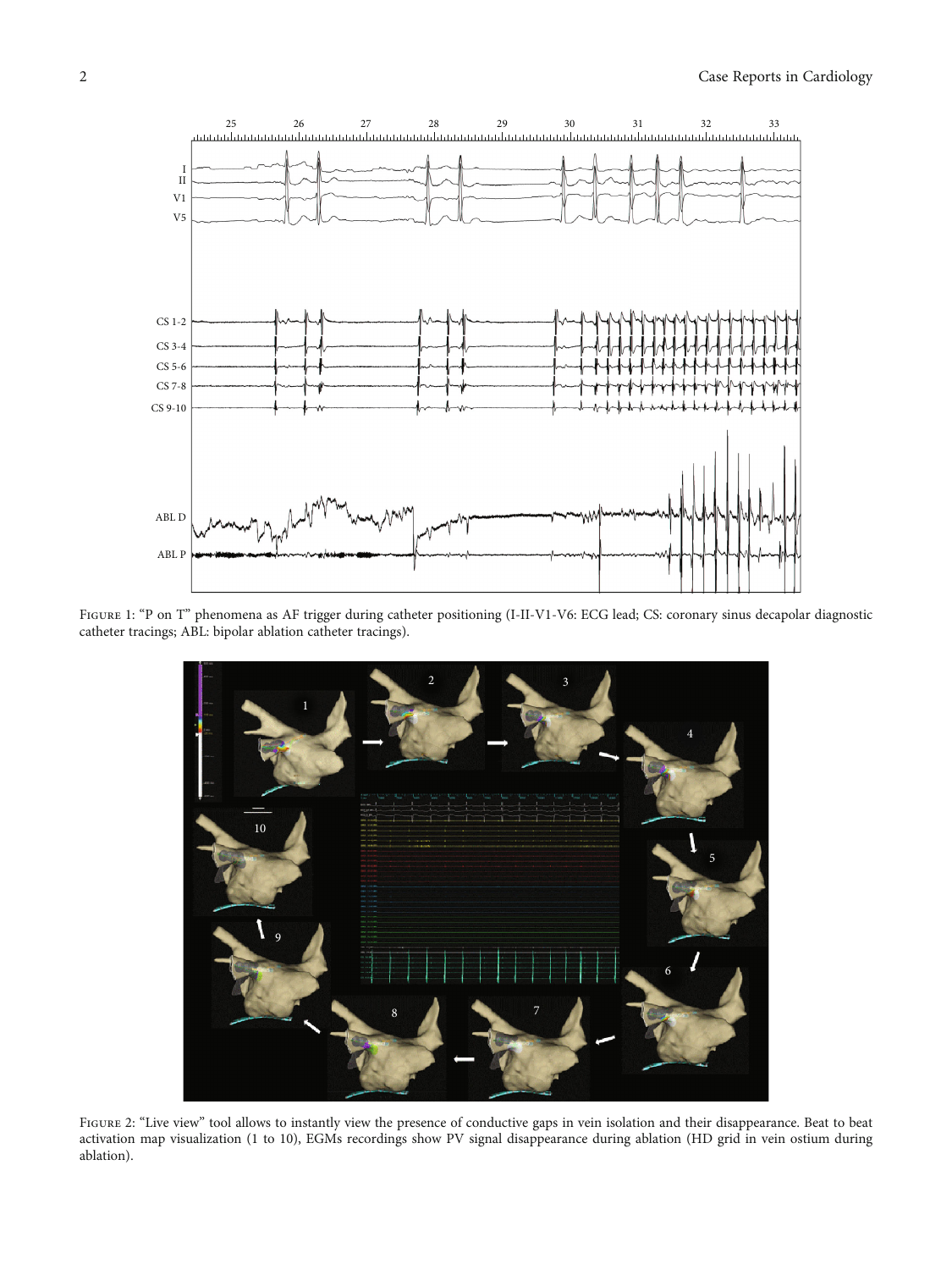Figure 1: "P on T" phenomena as AF trigger during catheter positioning (I-II-V1-V6: ECG lead; CS: coronary sinus decapolar diagnostic catheter tracings; ABL: bipolar ablation catheter tracings).

Figure 2: "Live view" tool allows to instantly view the presence of conductive gaps in vein isolation and their disappearance. Beat to beat activation map visualization (1 to 10), EGMs recordings show PV signal disappearance during ablation (HD grid in vein ostium during ablation).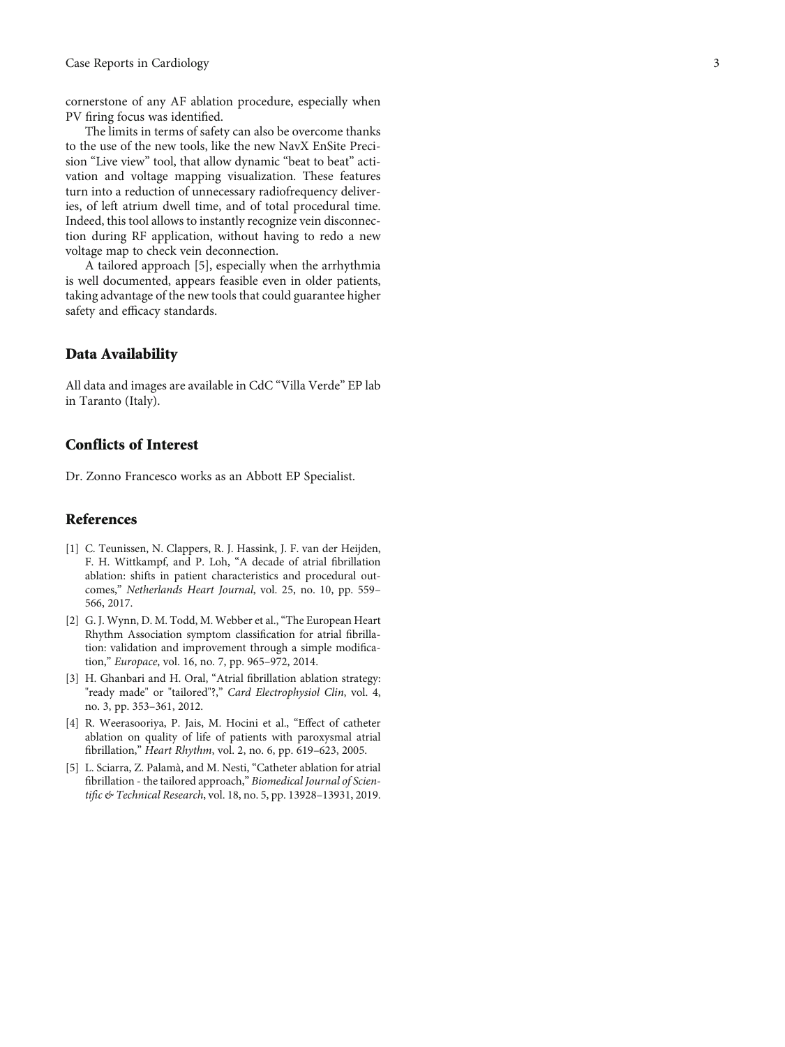cornerstone of any AF ablation procedure, especially when PV firing focus was identified.

The limits in terms of safety can also be overcome thanks to the use of the new tools, like the new NavX EnSite Precision "Live view" tool, that allow dynamic "beat to beat" activation and voltage mapping visualization. These features turn into a reduction of unnecessary radiofrequency deliveries, of left atrium dwell time, and of total procedural time. Indeed, this tool allows to instantly recognize vein disconnection during RF application, without having to redo a new voltage map to check vein deconnection.

A tailored approach [5], especially when the arrhythmia is well documented, appears feasible even in older patients, taking advantage of the new tools that could guarantee higher safety and efficacy standards.

## Data Availability

All data and images are available in CdC "Villa Verde" EP lab in Taranto (Italy).

## Conflicts of Interest

Dr. Zonno Francesco works as an Abbott EP Specialist.

## References

[1] C. Teunissen, N. Clappers, R. J. Hassink, J. F. van der Heijden, F. H. Wittkampf, and P. Loh, "A decade of atrial fibrillation ablation: shifts in patient characteristics and procedural outcomes," *Netherlands Heart Journal*, vol. 25, no. 10, pp. 559–566, 2017.

[2] G. J. Wynn, D. M. Todd, M. Webber et al., "The European Heart Rhythm Association symptom classification for atrial fibrillation: validation and improvement through a simple modification," *Europace*, vol. 16, no. 7, pp. 965–972, 2014.

[3] H. Ghanbari and H. Oral, "Atrial fibrillation ablation strategy: "ready made" or "tailored"?," *Card Electrophysiol Clin*, vol. 4, no. 3, pp. 353–361, 2012.

[4] R. Weerasooriya, P. Jais, M. Hocini et al., "Effect of catheter ablation on quality of life of patients with paroxysmal atrial fibrillation," *Heart Rhythm*, vol. 2, no. 6, pp. 619–623, 2005.

[5] L. Sciarra, Z. Palamà, and M. Nesti, "Catheter ablation for atrial fibrillation - the tailored approach," *Biomedical Journal of Scientific & Technical Research*, vol. 18, no. 5, pp. 13928–13931, 2019.